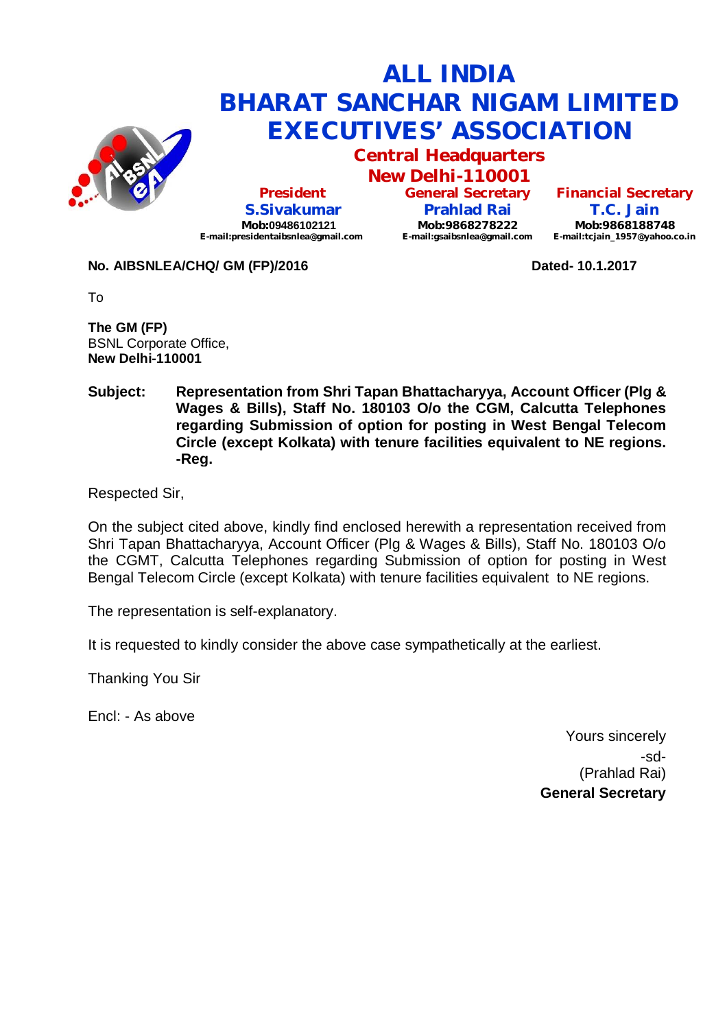# ALL INDIA
# BHARAT SANCHAR NIGAM LIMITED
# EXECUTIVES' ASSOCIATION

## Central Headquarters
## New Delhi-110001

| President | General Secretary | Financial Secretary |
|---|---|---|
| **S.Sivakumar** | **Prahlad Rai** | **T.C. Jain** |
| Mob:09486102121 | Mob:9868278222 | Mob:9868188748 |
| E-mail:presidentaibsnlea@gmail.com | E-mail:gsaibsnlea@gmail.com | E-mail:tcjain_1957@yahoo.co.in |

**No. AIBSNLEA/CHQ/ GM (FP)/2016** **Dated- 10.1.2017**

To

**The GM (FP)**
BSNL Corporate Office,
**New Delhi-110001**

**Subject: Representation from Shri Tapan Bhattacharyya, Account Officer (Plg & Wages & Bills), Staff No. 180103 O/o the CGM, Calcutta Telephones regarding Submission of option for posting in West Bengal Telecom Circle (except Kolkata) with tenure facilities equivalent to NE regions. -Reg.**

Respected Sir,

On the subject cited above, kindly find enclosed herewith a representation received from Shri Tapan Bhattacharyya, Account Officer (Plg & Wages & Bills), Staff No. 180103 O/o the CGMT, Calcutta Telephones regarding Submission of option for posting in West Bengal Telecom Circle (except Kolkata) with tenure facilities equivalent to NE regions.

The representation is self-explanatory.

It is requested to kindly consider the above case sympathetically at the earliest.

Thanking You Sir

Encl: - As above

Yours sincerely
-sd-
(Prahlad Rai)
**General Secretary**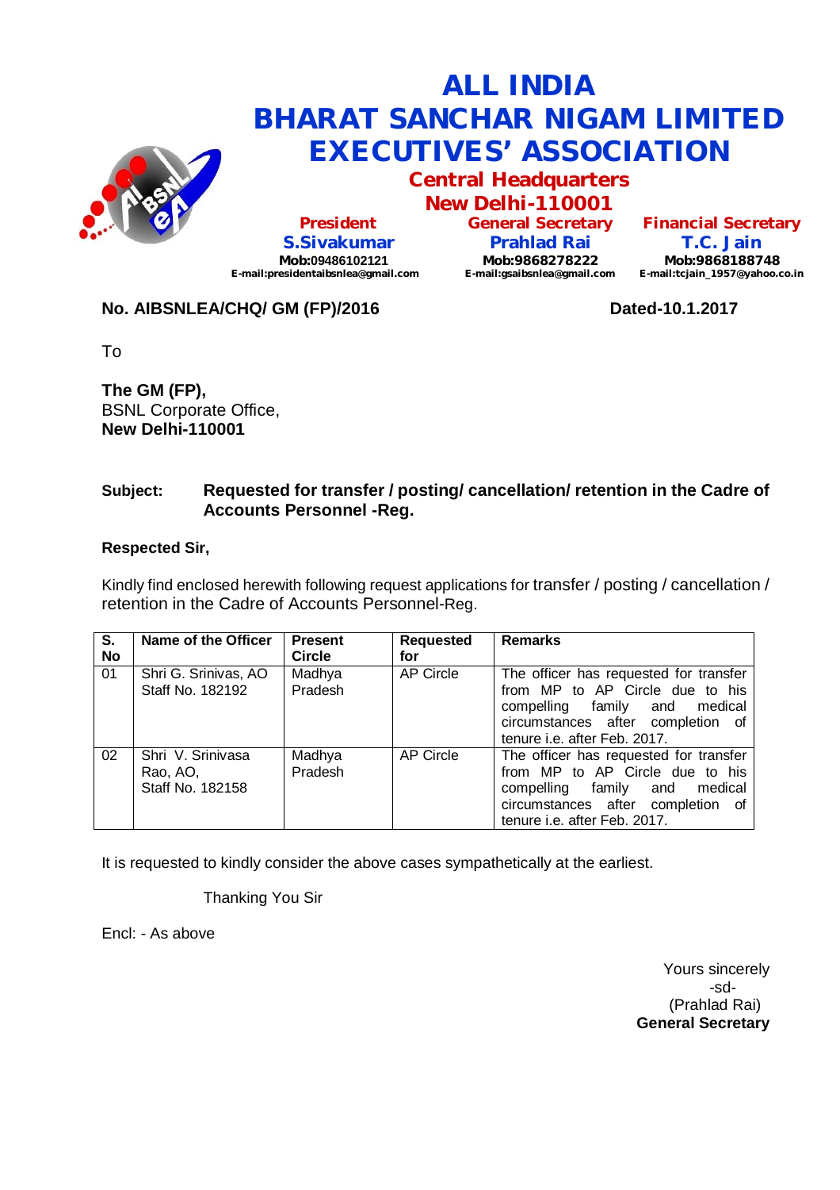# ALL INDIA BHARAT SANCHAR NIGAM LIMITED EXECUTIVES' ASSOCIATION

## Central Headquarters
## New Delhi-110001

| President | General Secretary | Financial Secretary |
|---|---|---|
| **S.Sivakumar** | **Prahlad Rai** | **T.C. Jain** |
| Mob:09486102121 | Mob:9868278222 | Mob:9868188748 |
| E-mail:presidentaibsnlea@gmail.com | E-mail:gsaibsnlea@gmail.com | E-mail:tcjain_1957@yahoo.co.in |

**No. AIBSNLEA/CHQ/ GM (FP)/2016** **Dated-10.1.2017**

To

**The GM (FP),**
BSNL Corporate Office,
**New Delhi-110001**

**Subject: Requested for transfer / posting/ cancellation/ retention in the Cadre of Accounts Personnel -Reg.**

**Respected Sir,**

Kindly find enclosed herewith following request applications for transfer / posting / cancellation / retention in the Cadre of Accounts Personnel-Reg.

| S. No | Name of the Officer | Present Circle | Requested for | Remarks |
|---|---|---|---|---|
| 01 | Shri G. Srinivas, AO Staff No. 182192 | Madhya Pradesh | AP Circle | The officer has requested for transfer from MP to AP Circle due to his compelling family and medical circumstances after completion of tenure i.e. after Feb. 2017. |
| 02 | Shri V. Srinivasa Rao, AO, Staff No. 182158 | Madhya Pradesh | AP Circle | The officer has requested for transfer from MP to AP Circle due to his compelling family and medical circumstances after completion of tenure i.e. after Feb. 2017. |

It is requested to kindly consider the above cases sympathetically at the earliest.

Thanking You Sir

Encl: - As above

Yours sincerely
-sd-
(Prahlad Rai)
**General Secretary**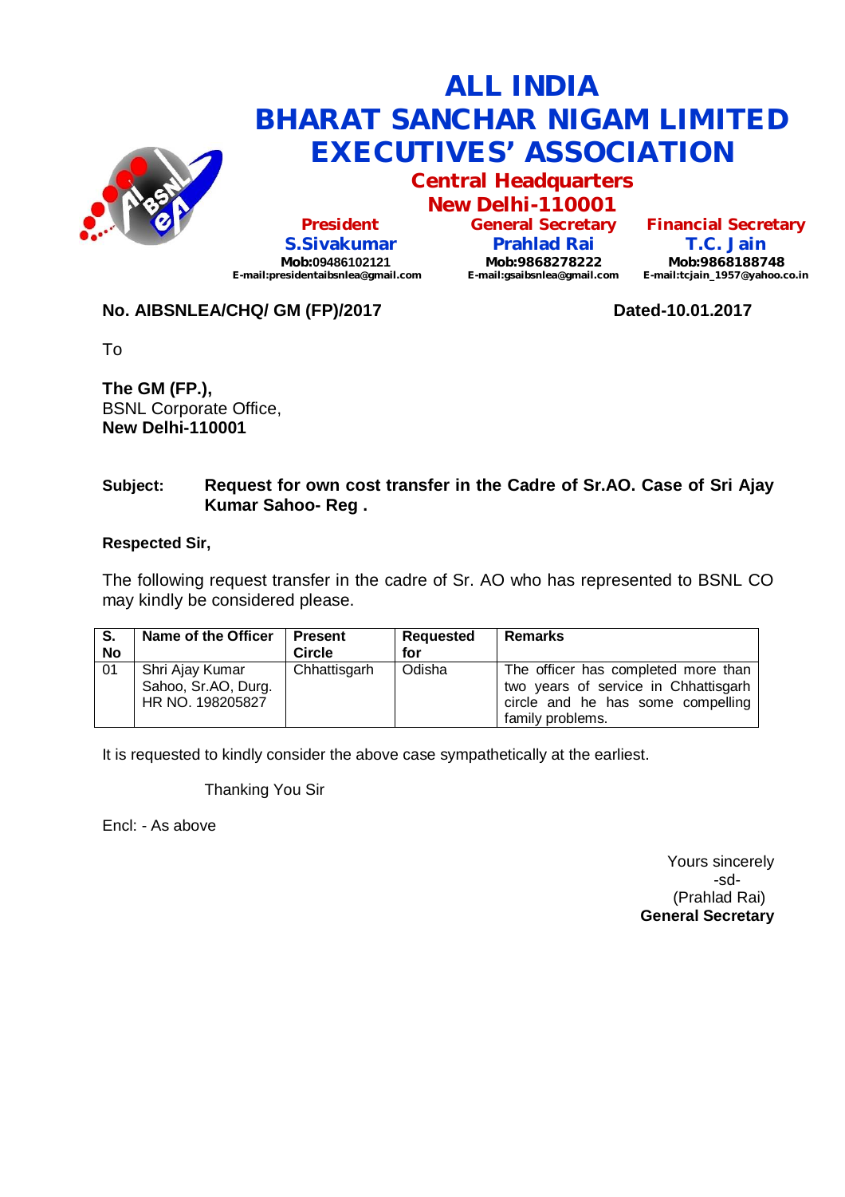# ALL INDIA BHARAT SANCHAR NIGAM LIMITED EXECUTIVES' ASSOCIATION

## Central Headquarters
## New Delhi-110001

| President | General Secretary | Financial Secretary |
|---|---|---|
| **S.Sivakumar** | **Prahlad Rai** | **T.C. Jain** |
| **Mob:**09486102121 | **Mob:9868278222** | **Mob:9868188748** |
| **E-mail:presidentaibsnlea@gmail.com** | **E-mail:gsaibsnlea@gmail.com** | **E-mail:tcjain_1957@yahoo.co.in** |

**No. AIBSNLEA/CHQ/ GM (FP)/2017** **Dated-10.01.2017**

To

**The GM (FP.),**
BSNL Corporate Office,
**New Delhi-110001**

**Subject: Request for own cost transfer in the Cadre of Sr.AO. Case of Sri Ajay Kumar Sahoo- Reg .**

**Respected Sir,**

The following request transfer in the cadre of Sr. AO who has represented to BSNL CO may kindly be considered please.

| S. No | Name of the Officer | Present Circle | Requested for | Remarks |
|---|---|---|---|---|
| 01 | Shri Ajay Kumar Sahoo, Sr.AO, Durg. HR NO. 198205827 | Chhattisgarh | Odisha | The officer has completed more than two years of service in Chhattisgarh circle and he has some compelling family problems. |

It is requested to kindly consider the above case sympathetically at the earliest.

Thanking You Sir

Encl: - As above

Yours sincerely
-sd-
(Prahlad Rai)
**General Secretary**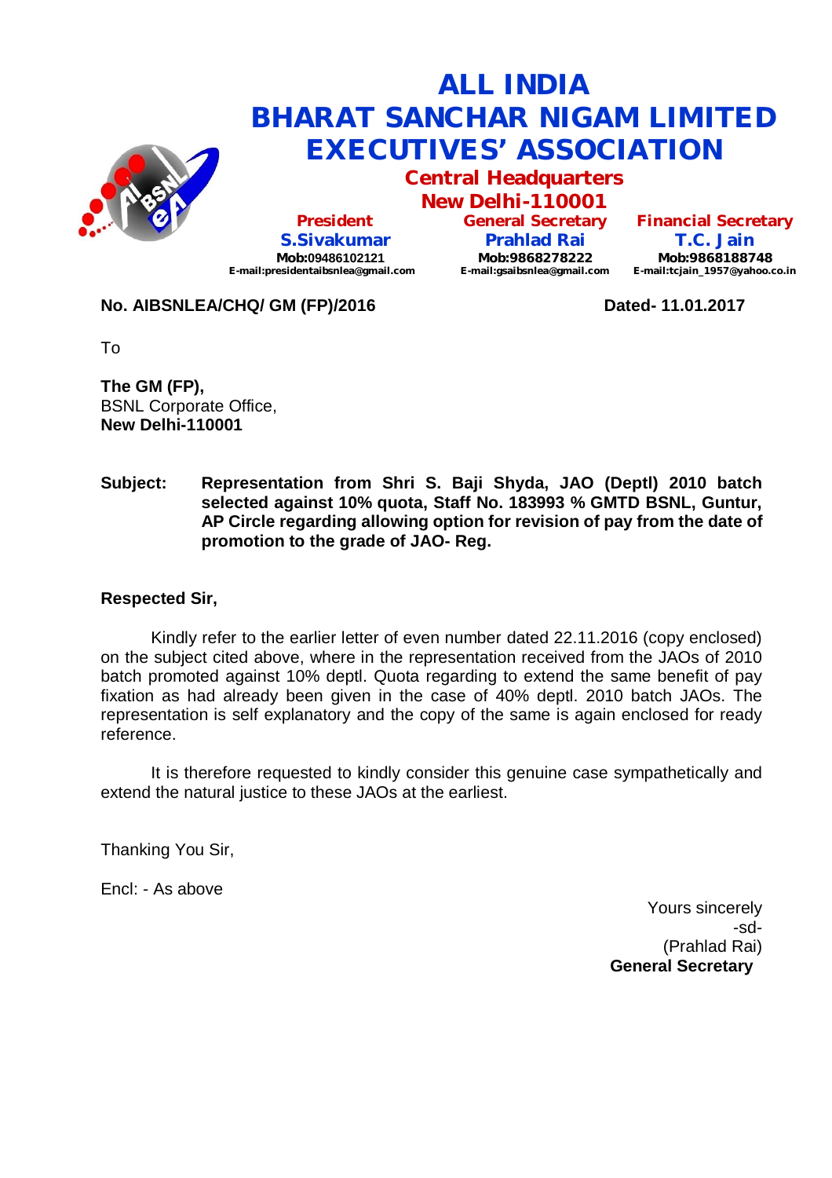# ALL INDIA BHARAT SANCHAR NIGAM LIMITED EXECUTIVES' ASSOCIATION

## Central Headquarters
## New Delhi-110001

| President | General Secretary | Financial Secretary |
|---|---|---|
| S.Sivakumar | Prahlad Rai | T.C. Jain |
| Mob:09486102121 | Mob:9868278222 | Mob:9868188748 |
| E-mail:presidentaibsnlea@gmail.com | E-mail:gsaibsnlea@gmail.com | E-mail:tcjain_1957@yahoo.co.in |

**No. AIBSNLEA/CHQ/ GM (FP)/2016** **Dated- 11.01.2017**

To

**The GM (FP),**
BSNL Corporate Office,
**New Delhi-110001**

**Subject: Representation from Shri S. Baji Shyda, JAO (Deptl) 2010 batch selected against 10% quota, Staff No. 183993 % GMTD BSNL, Guntur, AP Circle regarding allowing option for revision of pay from the date of promotion to the grade of JAO- Reg.**

**Respected Sir,**

Kindly refer to the earlier letter of even number dated 22.11.2016 (copy enclosed) on the subject cited above, where in the representation received from the JAOs of 2010 batch promoted against 10% deptl. Quota regarding to extend the same benefit of pay fixation as had already been given in the case of 40% deptl. 2010 batch JAOs. The representation is self explanatory and the copy of the same is again enclosed for ready reference.

It is therefore requested to kindly consider this genuine case sympathetically and extend the natural justice to these JAOs at the earliest.

Thanking You Sir,

Encl: - As above

Yours sincerely
-sd-
(Prahlad Rai)
**General Secretary**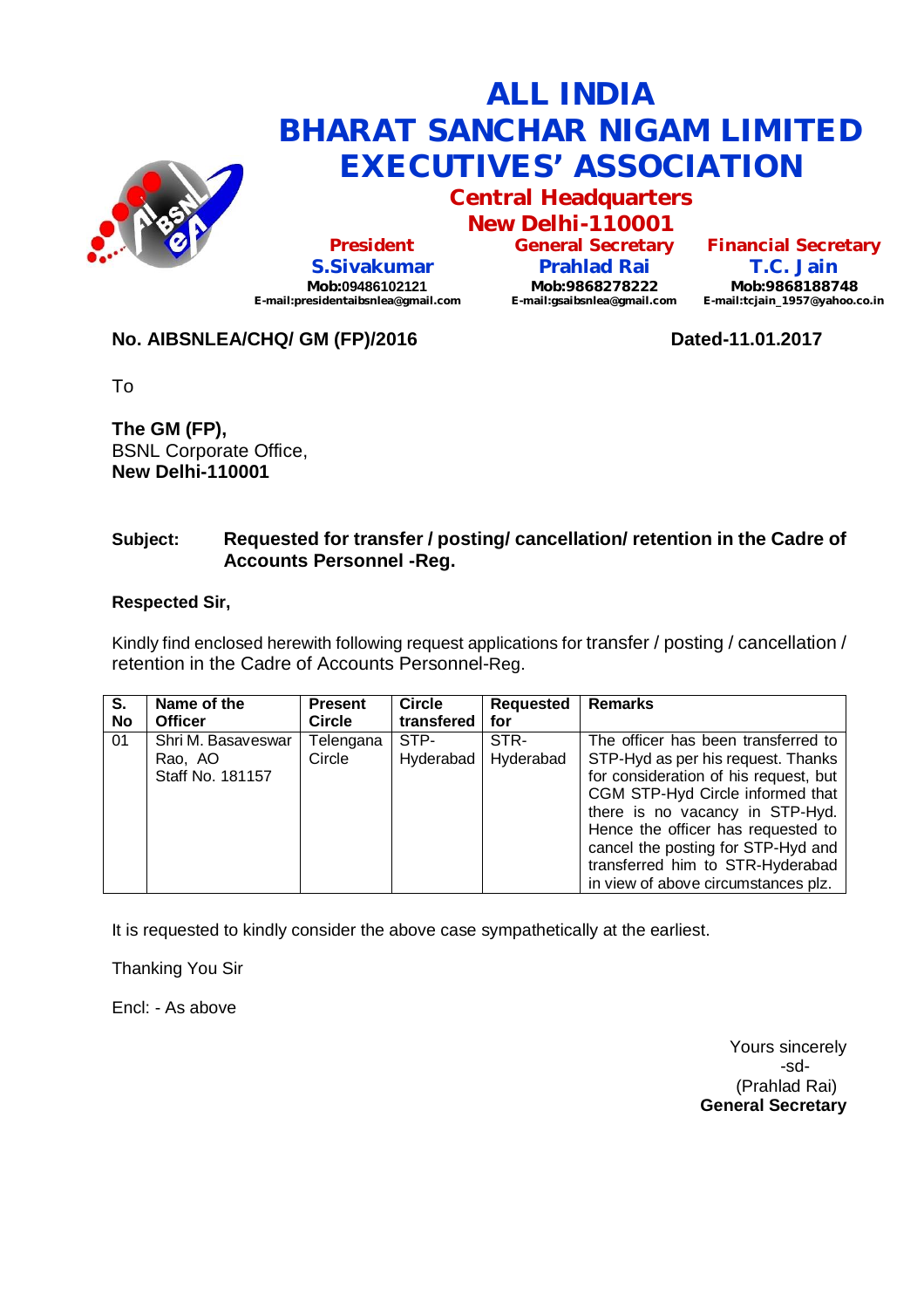# ALL INDIA BHARAT SANCHAR NIGAM LIMITED EXECUTIVES' ASSOCIATION

## Central Headquarters
## New Delhi-110001

**President**
**S.Sivakumar**
**Mob:**09486102121
**E-mail:presidentaibsnlea@gmail.com**

**General Secretary**
**Prahlad Rai**
**Mob:9868278222**
**E-mail:gsaibsnlea@gmail.com**

**Financial Secretary**
**T.C. Jain**
**Mob:9868188748**
**E-mail:tcjain_1957@yahoo.co.in**

**No. AIBSNLEA/CHQ/ GM (FP)/2016** **Dated-11.01.2017**

To

**The GM (FP),**
BSNL Corporate Office,
**New Delhi-110001**

**Subject: Requested for transfer / posting/ cancellation/ retention in the Cadre of Accounts Personnel -Reg.**

**Respected Sir,**

Kindly find enclosed herewith following request applications for transfer / posting / cancellation / retention in the Cadre of Accounts Personnel-Reg.

| S. No | Name of the Officer | Present Circle | Circle transfered | Requested for | Remarks |
|---|---|---|---|---|---|
| 01 | Shri M. Basaveswar Rao, AO Staff No. 181157 | Telengana Circle | STP-Hyderabad | STR-Hyderabad | The officer has been transferred to STP-Hyd as per his request. Thanks for consideration of his request, but CGM STP-Hyd Circle informed that there is no vacancy in STP-Hyd. Hence the officer has requested to cancel the posting for STP-Hyd and transferred him to STR-Hyderabad in view of above circumstances plz. |

It is requested to kindly consider the above case sympathetically at the earliest.

Thanking You Sir

Encl: - As above

Yours sincerely
-sd-
(Prahlad Rai)
**General Secretary**